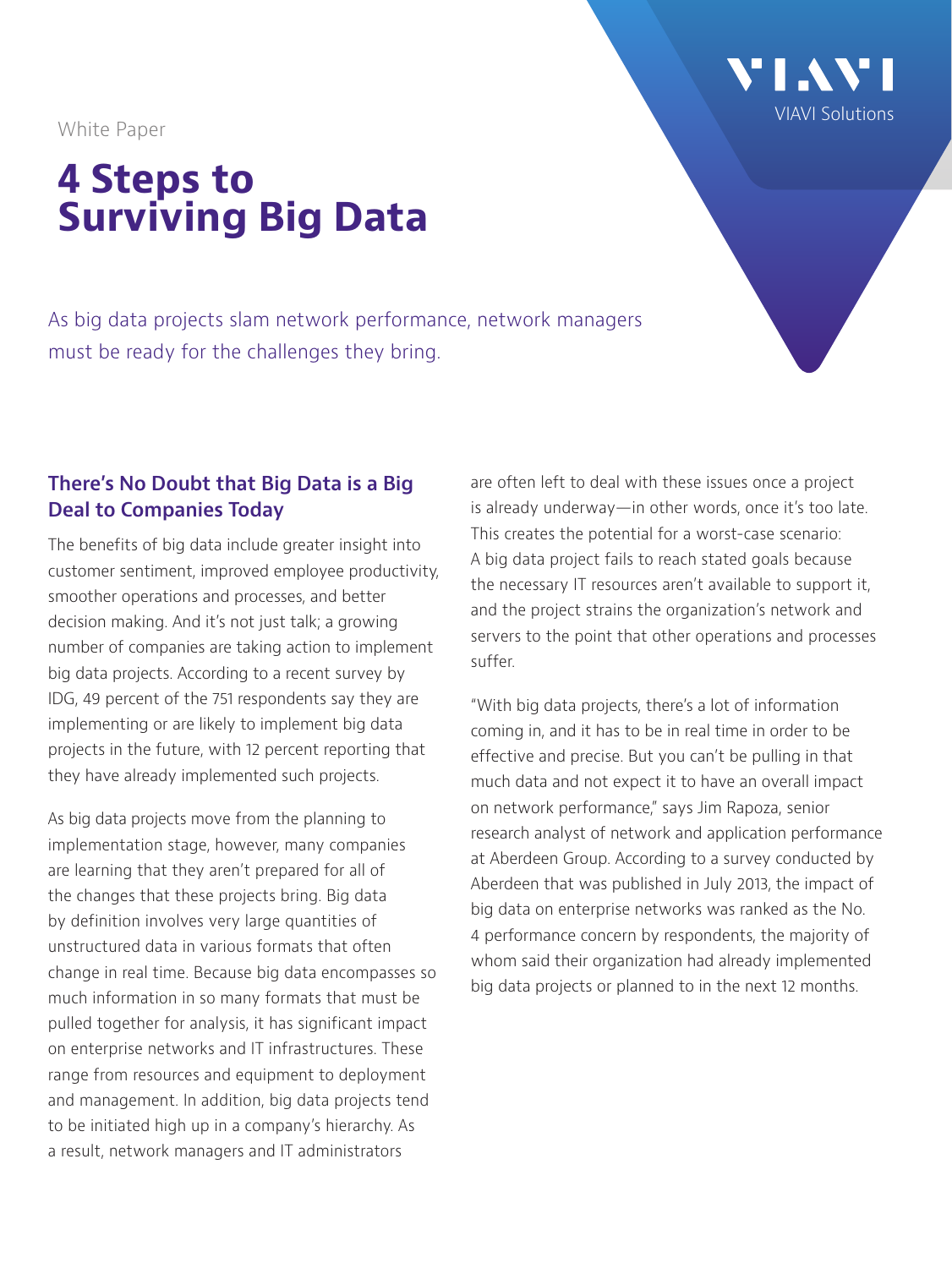White Paper

# 4 Steps to Surviving Big Data

As big data projects slam network performance, network managers must be ready for the challenges they bring.

## There's No Doubt that Big Data is a Big Deal to Companies Today

The benefits of big data include greater insight into customer sentiment, improved employee productivity, smoother operations and processes, and better decision making. And it's not just talk; a growing number of companies are taking action to implement big data projects. According to a recent survey by IDG, 49 percent of the 751 respondents say they are implementing or are likely to implement big data projects in the future, with 12 percent reporting that they have already implemented such projects.

As big data projects move from the planning to implementation stage, however, many companies are learning that they aren't prepared for all of the changes that these projects bring. Big data by definition involves very large quantities of unstructured data in various formats that often change in real time. Because big data encompasses so much information in so many formats that must be pulled together for analysis, it has significant impact on enterprise networks and IT infrastructures. These range from resources and equipment to deployment and management. In addition, big data projects tend to be initiated high up in a company's hierarchy. As a result, network managers and IT administrators are often left to deal with these issues once a project is already underway—in other words, once it's too late. This creates the potential for a worst-case scenario: A big data project fails to reach stated goals because the necessary IT resources aren't available to support it, and the project strains the organization's network and servers to the point that other operations and processes suffer.

"With big data projects, there's a lot of information coming in, and it has to be in real time in order to be effective and precise. But you can't be pulling in that much data and not expect it to have an overall impact on network performance," says Jim Rapoza, senior research analyst of network and application performance at Aberdeen Group. According to a survey conducted by Aberdeen that was published in July 2013, the impact of big data on enterprise networks was ranked as the No. 4 performance concern by respondents, the majority of whom said their organization had already implemented big data projects or planned to in the next 12 months.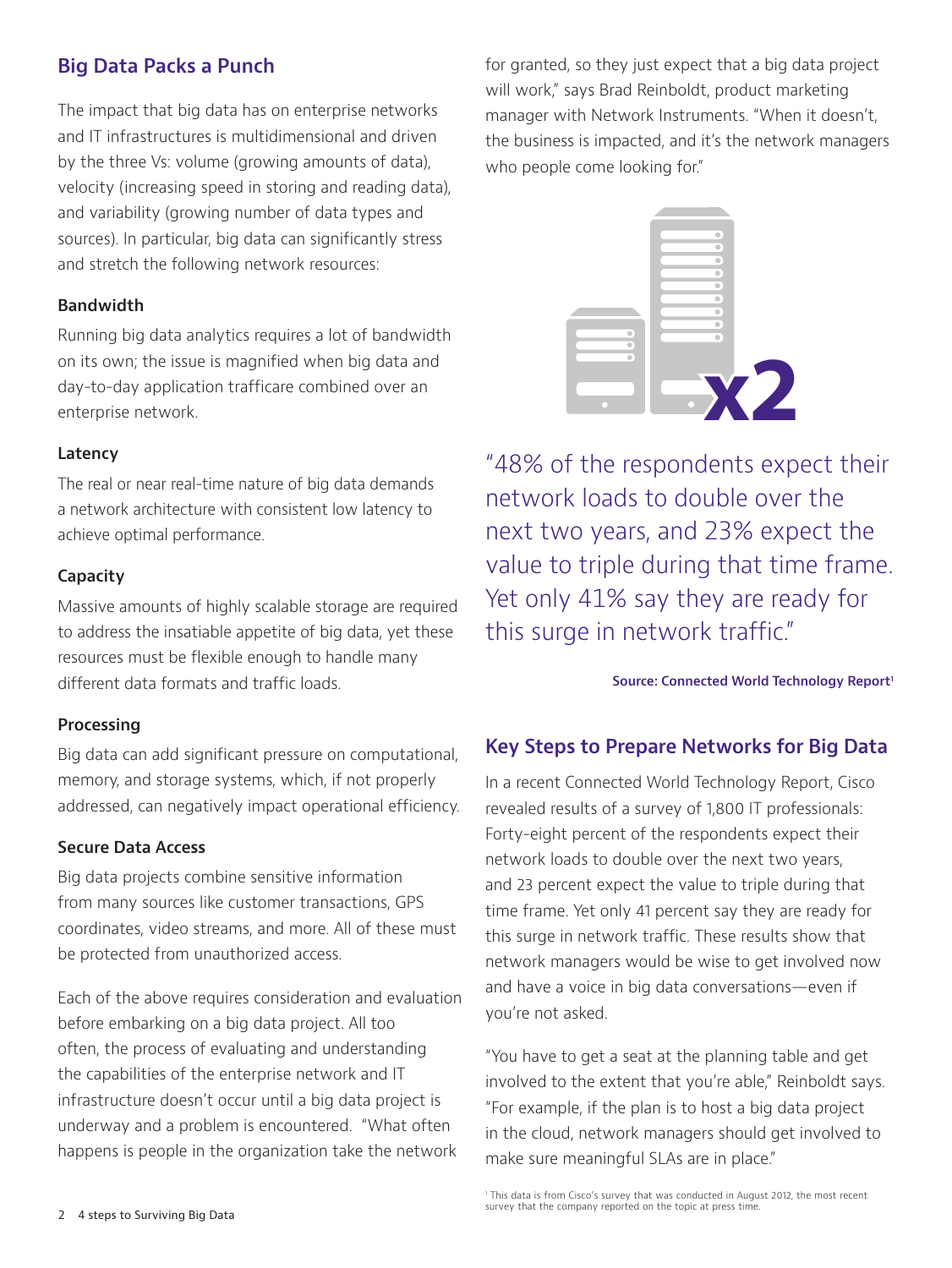## Big Data Packs a Punch

The impact that big data has on enterprise networks and IT infrastructures is multidimensional and driven by the three Vs: volume (growing amounts of data), velocity (increasing speed in storing and reading data), and variability (growing number of data types and sources). In particular, big data can significantly stress and stretch the following network resources:

### Bandwidth

Running big data analytics requires a lot of bandwidth on its own; the issue is magnified when big data and day-to-day application trafficare combined over an enterprise network.

### Latency

The real or near real-time nature of big data demands a network architecture with consistent low latency to achieve optimal performance.

### Capacity

Massive amounts of highly scalable storage are required to address the insatiable appetite of big data, yet these resources must be flexible enough to handle many different data formats and traffic loads.

### Processing

Big data can add significant pressure on computational, memory, and storage systems, which, if not properly addressed, can negatively impact operational efficiency.

### Secure Data Access

Big data projects combine sensitive information from many sources like customer transactions, GPS coordinates, video streams, and more. All of these must be protected from unauthorized access.

Each of the above requires consideration and evaluation before embarking on a big data project. All too often, the process of evaluating and understanding the capabilities of the enterprise network and IT infrastructure doesn't occur until a big data project is underway and a problem is encountered. "What often happens is people in the organization take the network for granted, so they just expect that a big data project will work," says Brad Reinboldt, product marketing manager with Network Instruments. "When it doesn't, the business is impacted, and it's the network managers who people come looking for."

x2

"48% of the respondents expect their network loads to double over the next two years, and 23% expect the value to triple during that time frame. Yet only 41% say they are ready for this surge in network traffic."

**Source: Connected World Technology Report[1]**

## Key Steps to Prepare Networks for Big Data

In a recent Connected World Technology Report, Cisco revealed results of a survey of 1,800 IT professionals: Forty-eight percent of the respondents expect their network loads to double over the next two years, and 23 percent expect the value to triple during that time frame. Yet only 41 percent say they are ready for this surge in network traffic. These results show that network managers would be wise to get involved now and have a voice in big data conversations—even if you're not asked.

"You have to get a seat at the planning table and get involved to the extent that you're able," Reinboldt says. "For example, if the plan is to host a big data project in the cloud, network managers should get involved to make sure meaningful SLAs are in place."

[1] This data is from Cisco's survey that was conducted in August 2012, the most recent survey that the company reported on the topic at press time.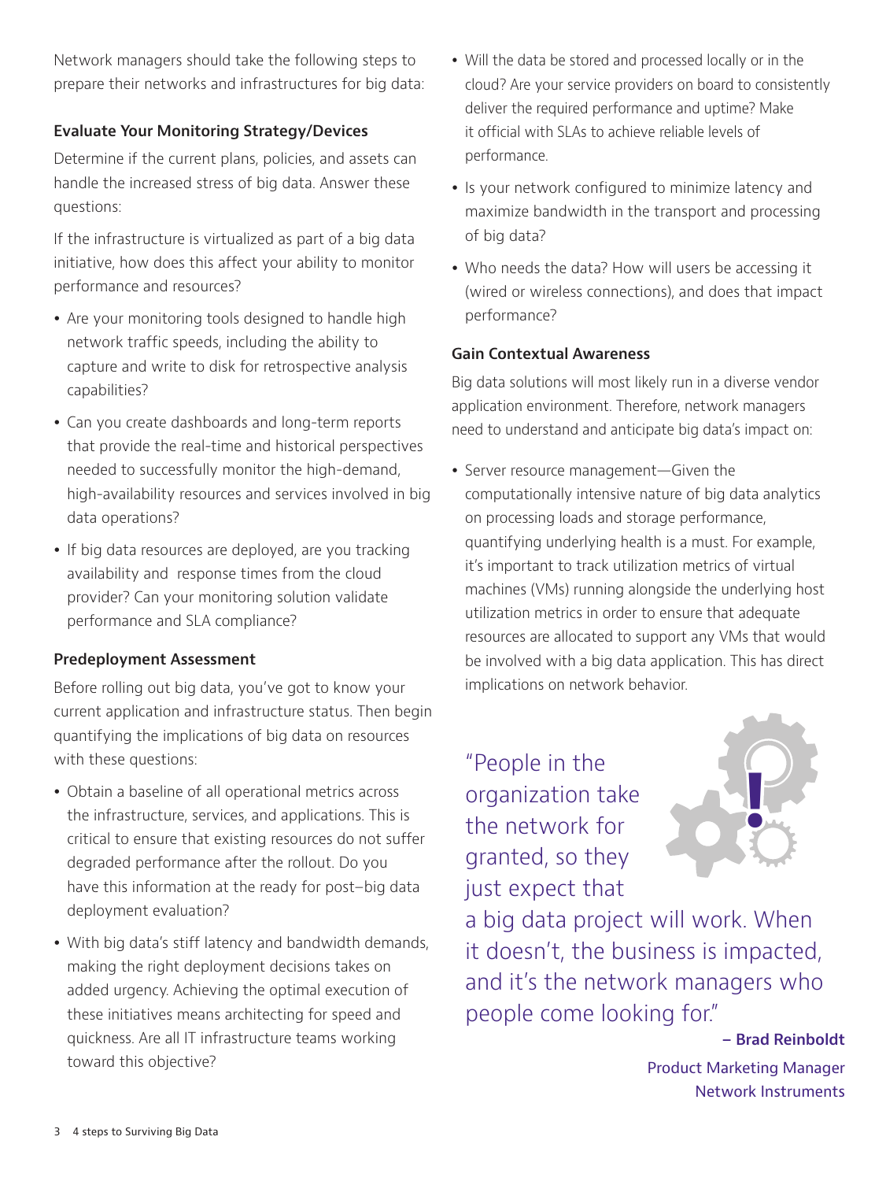Network managers should take the following steps to prepare their networks and infrastructures for big data:

### Evaluate Your Monitoring Strategy/Devices

Determine if the current plans, policies, and assets can handle the increased stress of big data. Answer these questions:

If the infrastructure is virtualized as part of a big data initiative, how does this affect your ability to monitor performance and resources?

- Are your monitoring tools designed to handle high network traffic speeds, including the ability to capture and write to disk for retrospective analysis capabilities?
- Can you create dashboards and long-term reports that provide the real-time and historical perspectives needed to successfully monitor the high-demand, high-availability resources and services involved in big data operations?
- If big data resources are deployed, are you tracking availability and response times from the cloud provider? Can your monitoring solution validate performance and SLA compliance?

### Predeployment Assessment

Before rolling out big data, you've got to know your current application and infrastructure status. Then begin quantifying the implications of big data on resources with these questions:

- Obtain a baseline of all operational metrics across the infrastructure, services, and applications. This is critical to ensure that existing resources do not suffer degraded performance after the rollout. Do you have this information at the ready for post–big data deployment evaluation?
- With big data's stiff latency and bandwidth demands, making the right deployment decisions takes on added urgency. Achieving the optimal execution of these initiatives means architecting for speed and quickness. Are all IT infrastructure teams working toward this objective?
- Will the data be stored and processed locally or in the cloud? Are your service providers on board to consistently deliver the required performance and uptime? Make it official with SLAs to achieve reliable levels of performance.
- Is your network configured to minimize latency and maximize bandwidth in the transport and processing of big data?
- Who needs the data? How will users be accessing it (wired or wireless connections), and does that impact performance?

### Gain Contextual Awareness

Big data solutions will most likely run in a diverse vendor application environment. Therefore, network managers need to understand and anticipate big data's impact on:

- Server resource management—Given the computationally intensive nature of big data analytics on processing loads and storage performance, quantifying underlying health is a must. For example, it's important to track utilization metrics of virtual machines (VMs) running alongside the underlying host utilization metrics in order to ensure that adequate resources are allocated to support any VMs that would be involved with a big data application. This has direct implications on network behavior.

> "People in the organization take the network for granted, so they just expect that a big data project will work. When it doesn't, the business is impacted, and it's the network managers who people come looking for."
>
> **– Brad Reinboldt**
> Product Marketing Manager
> Network Instruments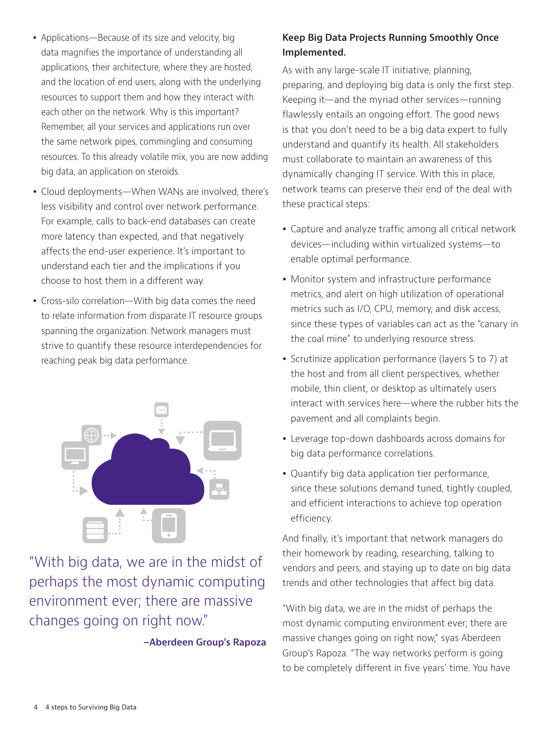- Applications—Because of its size and velocity, big data magnifies the importance of understanding all applications, their architecture, where they are hosted, and the location of end users, along with the underlying resources to support them and how they interact with each other on the network. Why is this important? Remember, all your services and applications run over the same network pipes, commingling and consuming resources. To this already volatile mix, you are now adding big data, an application on steroids.
- Cloud deployments—When WANs are involved, there's less visibility and control over network performance. For example, calls to back-end databases can create more latency than expected, and that negatively affects the end-user experience. It's important to understand each tier and the implications if you choose to host them in a different way.
- Cross-silo correlation—With big data comes the need to relate information from disparate IT resource groups spanning the organization. Network managers must strive to quantify these resource interdependencies for reaching peak big data performance.

"With big data, we are in the midst of perhaps the most dynamic computing environment ever; there are massive changes going on right now."

**–Aberdeen Group's Rapoza**

### Keep Big Data Projects Running Smoothly Once Implemented.

As with any large-scale IT initiative, planning, preparing, and deploying big data is only the first step. Keeping it—and the myriad other services—running flawlessly entails an ongoing effort. The good news is that you don't need to be a big data expert to fully understand and quantify its health. All stakeholders must collaborate to maintain an awareness of this dynamically changing IT service. With this in place, network teams can preserve their end of the deal with these practical steps:

- Capture and analyze traffic among all critical network devices—including within virtualized systems—to enable optimal performance.
- Monitor system and infrastructure performance metrics, and alert on high utilization of operational metrics such as I/O, CPU, memory, and disk access, since these types of variables can act as the "canary in the coal mine" to underlying resource stress.
- Scrutinize application performance (layers 5 to 7) at the host and from all client perspectives, whether mobile, thin client, or desktop as ultimately users interact with services here—where the rubber hits the pavement and all complaints begin.
- Leverage top-down dashboards across domains for big data performance correlations.
- Quantify big data application tier performance, since these solutions demand tuned, tightly coupled, and efficient interactions to achieve top operation efficiency.

And finally, it's important that network managers do their homework by reading, researching, talking to vendors and peers, and staying up to date on big data trends and other technologies that affect big data.

"With big data, we are in the midst of perhaps the most dynamic computing environment ever; there are massive changes going on right now," syas Aberdeen Group's Rapoza. "The way networks perform is going to be completely different in five years' time. You have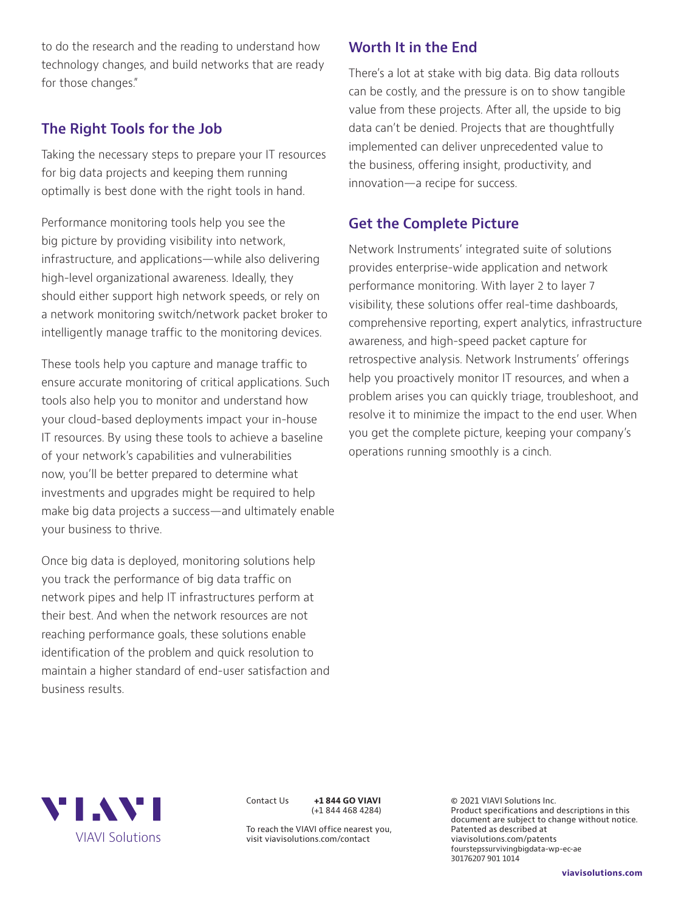to do the research and the reading to understand how technology changes, and build networks that are ready for those changes."

## The Right Tools for the Job

Taking the necessary steps to prepare your IT resources for big data projects and keeping them running optimally is best done with the right tools in hand.

Performance monitoring tools help you see the big picture by providing visibility into network, infrastructure, and applications—while also delivering high-level organizational awareness. Ideally, they should either support high network speeds, or rely on a network monitoring switch/network packet broker to intelligently manage traffic to the monitoring devices.

These tools help you capture and manage traffic to ensure accurate monitoring of critical applications. Such tools also help you to monitor and understand how your cloud-based deployments impact your in-house IT resources. By using these tools to achieve a baseline of your network's capabilities and vulnerabilities now, you'll be better prepared to determine what investments and upgrades might be required to help make big data projects a success—and ultimately enable your business to thrive.

Once big data is deployed, monitoring solutions help you track the performance of big data traffic on network pipes and help IT infrastructures perform at their best. And when the network resources are not reaching performance goals, these solutions enable identification of the problem and quick resolution to maintain a higher standard of end-user satisfaction and business results.

## Worth It in the End

There's a lot at stake with big data. Big data rollouts can be costly, and the pressure is on to show tangible value from these projects. After all, the upside to big data can't be denied. Projects that are thoughtfully implemented can deliver unprecedented value to the business, offering insight, productivity, and innovation—a recipe for success.

## Get the Complete Picture

Network Instruments' integrated suite of solutions provides enterprise-wide application and network performance monitoring. With layer 2 to layer 7 visibility, these solutions offer real-time dashboards, comprehensive reporting, expert analytics, infrastructure awareness, and high-speed packet capture for retrospective analysis. Network Instruments' offerings help you proactively monitor IT resources, and when a problem arises you can quickly triage, troubleshoot, and resolve it to minimize the impact to the end user. When you get the complete picture, keeping your company's operations running smoothly is a cinch.

VIAVI Solutions

Contact Us **+1 844 GO VIAVI**
(+1 844 468 4284)

To reach the VIAVI office nearest you, visit viavisolutions.com/contact

© 2021 VIAVI Solutions Inc.
Product specifications and descriptions in this document are subject to change without notice.
Patented as described at viavisolutions.com/patents
fourstepssurvivingbigdata-wp-ec-ae
30176207 901 1014

**viavisolutions.com**